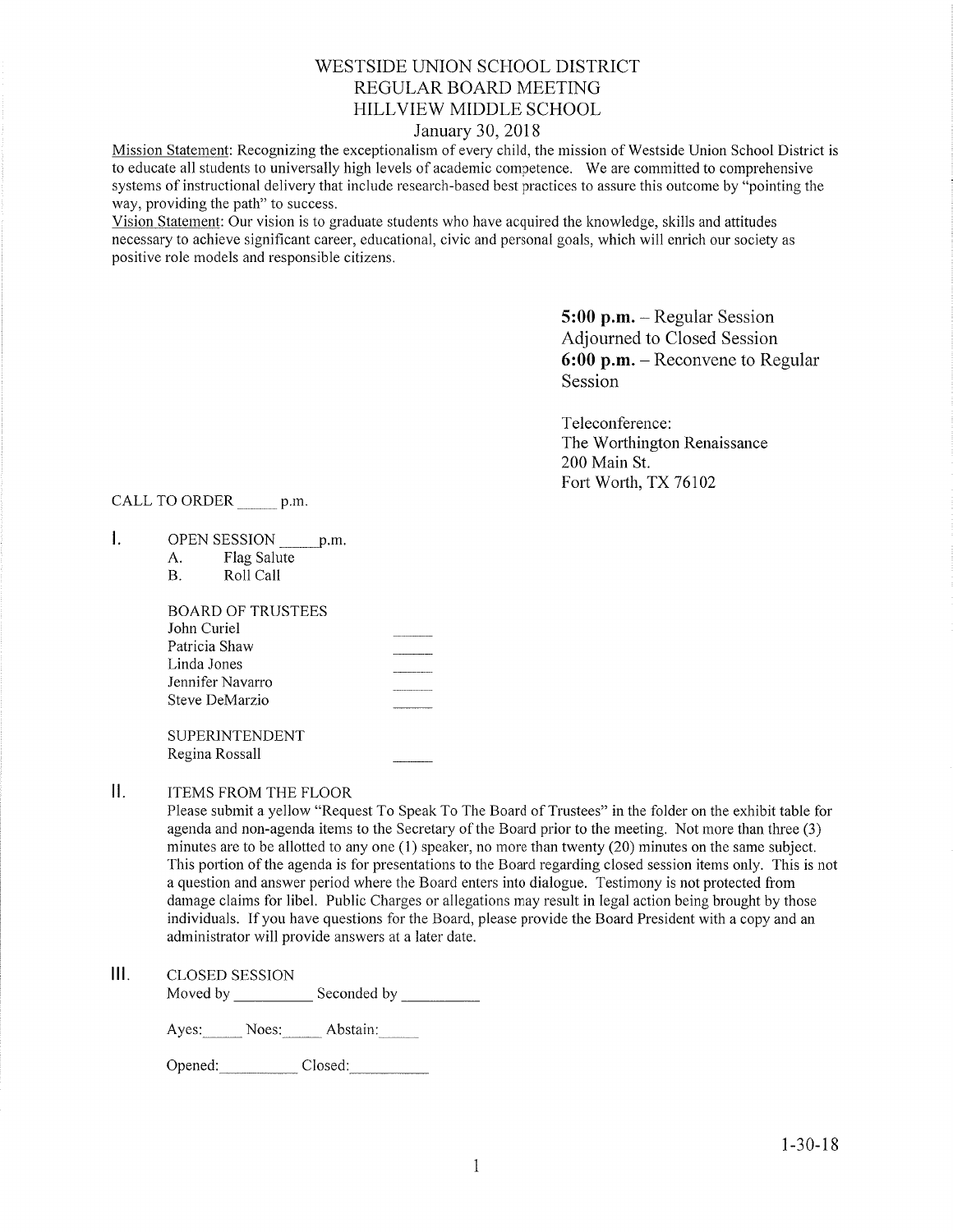# WESTSIDE UNION SCHOOL DISTRICT
# REGULAR BOARD MEETING
# HILLVIEW MIDDLE SCHOOL

January 30, 2018

Mission Statement: Recognizing the exceptionalism of every child, the mission of Westside Union School District is to educate all students to universally high levels of academic competence. We are committed to comprehensive systems of instructional delivery that include research-based best practices to assure this outcome by "pointing the way, providing the path" to success.

Vision Statement: Our vision is to graduate students who have acquired the knowledge, skills and attitudes necessary to achieve significant career, educational, civic and personal goals, which will enrich our society as positive role models and responsible citizens.

**5:00 p.m.** – Regular Session Adjourned to Closed Session
**6:00 p.m.** – Reconvene to Regular Session

Teleconference:
The Worthington Renaissance
200 Main St.
Fort Worth, TX 76102

CALL TO ORDER _____ p.m.

I. OPEN SESSION _____ p.m.
   A. Flag Salute
   B. Roll Call

   BOARD OF TRUSTEES
   John Curiel _____
   Patricia Shaw _____
   Linda Jones _____
   Jennifer Navarro _____
   Steve DeMarzio _____

   SUPERINTENDENT
   Regina Rossall _____

II. ITEMS FROM THE FLOOR

Please submit a yellow "Request To Speak To The Board of Trustees" in the folder on the exhibit table for agenda and non-agenda items to the Secretary of the Board prior to the meeting. Not more than three (3) minutes are to be allotted to any one (1) speaker, no more than twenty (20) minutes on the same subject. This portion of the agenda is for presentations to the Board regarding closed session items only. This is not a question and answer period where the Board enters into dialogue. Testimony is not protected from damage claims for libel. Public Charges or allegations may result in legal action being brought by those individuals. If you have questions for the Board, please provide the Board President with a copy and an administrator will provide answers at a later date.

III. CLOSED SESSION

Moved by __________ Seconded by __________

Ayes: _____ Noes: _____ Abstain: _____

Opened: __________ Closed: __________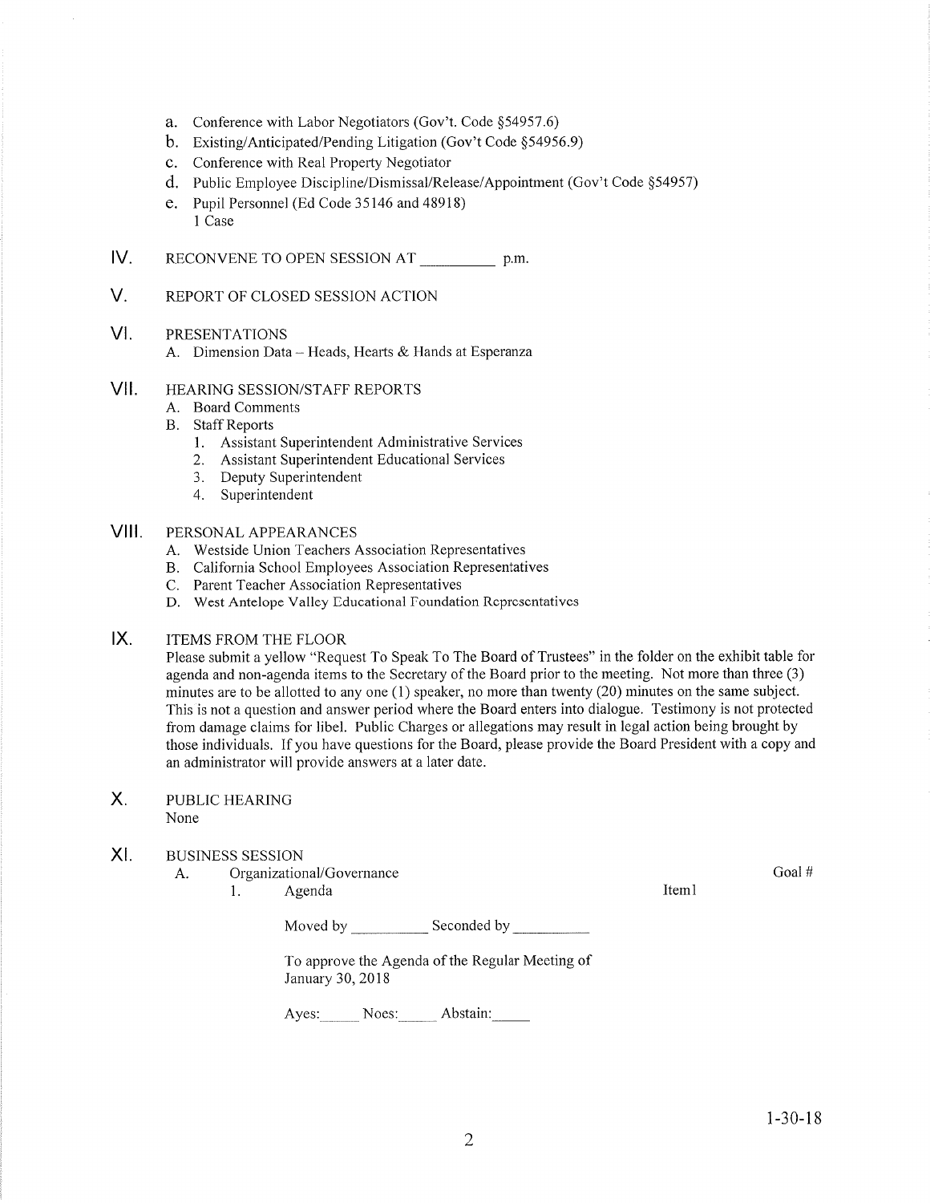a. Conference with Labor Negotiators (Gov't. Code §54957.6)
b. Existing/Anticipated/Pending Litigation (Gov't Code §54956.9)
c. Conference with Real Property Negotiator
d. Public Employee Discipline/Dismissal/Release/Appointment (Gov't Code §54957)
e. Pupil Personnel (Ed Code 35146 and 48918)
   1 Case

## IV. RECONVENE TO OPEN SESSION AT __________ p.m.

## V. REPORT OF CLOSED SESSION ACTION

## VI. PRESENTATIONS

A. Dimension Data – Heads, Hearts & Hands at Esperanza

## VII. HEARING SESSION/STAFF REPORTS

A. Board Comments
B. Staff Reports
   1. Assistant Superintendent Administrative Services
   2. Assistant Superintendent Educational Services
   3. Deputy Superintendent
   4. Superintendent

## VIII. PERSONAL APPEARANCES

A. Westside Union Teachers Association Representatives
B. California School Employees Association Representatives
C. Parent Teacher Association Representatives
D. West Antelope Valley Educational Foundation Representatives

## IX. ITEMS FROM THE FLOOR

Please submit a yellow "Request To Speak To The Board of Trustees" in the folder on the exhibit table for agenda and non-agenda items to the Secretary of the Board prior to the meeting. Not more than three (3) minutes are to be allotted to any one (1) speaker, no more than twenty (20) minutes on the same subject. This is not a question and answer period where the Board enters into dialogue. Testimony is not protected from damage claims for libel. Public Charges or allegations may result in legal action being brought by those individuals. If you have questions for the Board, please provide the Board President with a copy and an administrator will provide answers at a later date.

## X. PUBLIC HEARING

None

## XI. BUSINESS SESSION

A. Organizational/Governance — Goal #

   1. Agenda — Item1

      Moved by __________ Seconded by __________

      To approve the Agenda of the Regular Meeting of January 30, 2018

      Ayes:_____ Noes:_____ Abstain:_____

1-30-18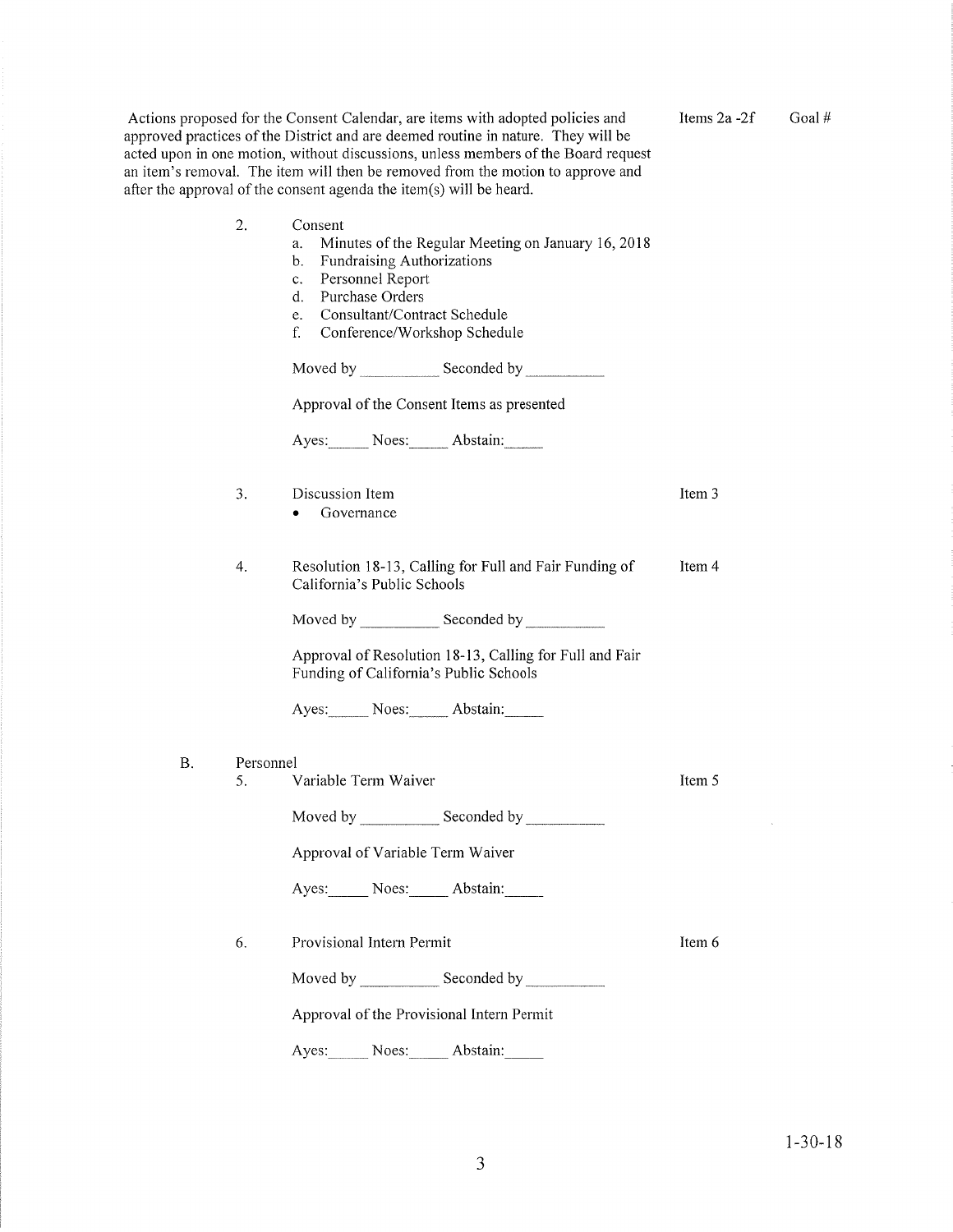Actions proposed for the Consent Calendar, are items with adopted policies and approved practices of the District and are deemed routine in nature. They will be acted upon in one motion, without discussions, unless members of the Board request an item's removal. The item will then be removed from the motion to approve and after the approval of the consent agenda the item(s) will be heard.

Items 2a -2f    Goal #

2. Consent
   a. Minutes of the Regular Meeting on January 16, 2018
   b. Fundraising Authorizations
   c. Personnel Report
   d. Purchase Orders
   e. Consultant/Contract Schedule
   f. Conference/Workshop Schedule

   Moved by __________ Seconded by __________

   Approval of the Consent Items as presented

   Ayes:_____ Noes:_____ Abstain:_____

3. Discussion Item — Item 3
   - Governance

4. Resolution 18-13, Calling for Full and Fair Funding of California's Public Schools — Item 4

   Moved by __________ Seconded by __________

   Approval of Resolution 18-13, Calling for Full and Fair Funding of California's Public Schools

   Ayes:_____ Noes:_____ Abstain:_____

B. Personnel

5. Variable Term Waiver — Item 5

   Moved by __________ Seconded by __________

   Approval of Variable Term Waiver

   Ayes:_____ Noes:_____ Abstain:_____

6. Provisional Intern Permit — Item 6

   Moved by __________ Seconded by __________

   Approval of the Provisional Intern Permit

   Ayes:_____ Noes:_____ Abstain:_____

1-30-18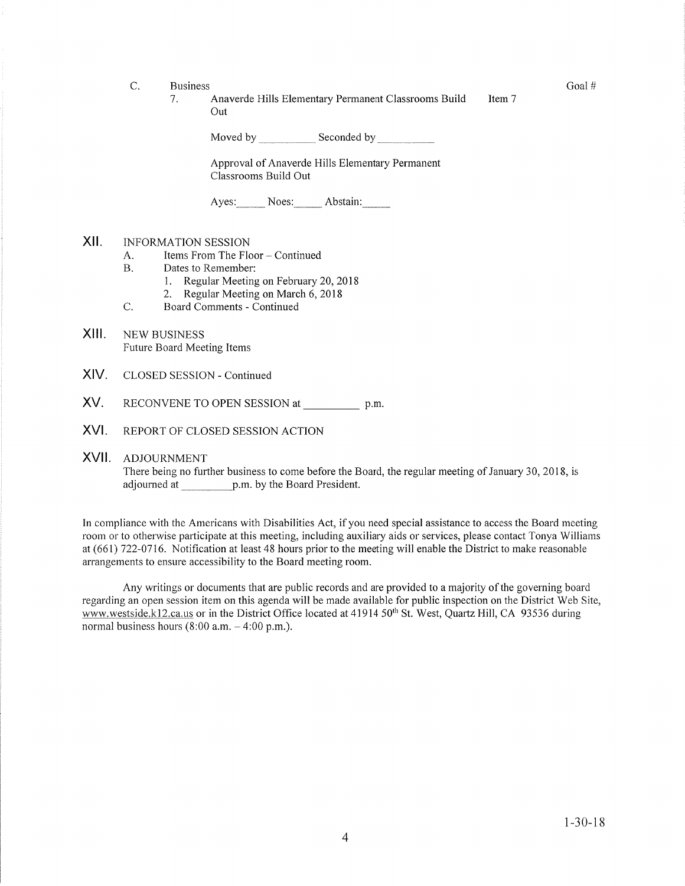C. Business — Goal #

7. Anaverde Hills Elementary Permanent Classrooms Build Out — Item 7

Moved by __________ Seconded by __________

Approval of Anaverde Hills Elementary Permanent Classrooms Build Out

Ayes:_____ Noes:_____ Abstain:_____

## XII. INFORMATION SESSION

A. Items From The Floor – Continued

B. Dates to Remember:

1. Regular Meeting on February 20, 2018
2. Regular Meeting on March 6, 2018

C. Board Comments - Continued

## XIII. NEW BUSINESS

Future Board Meeting Items

## XIV. CLOSED SESSION - Continued

## XV. RECONVENE TO OPEN SESSION at __________ p.m.

## XVI. REPORT OF CLOSED SESSION ACTION

## XVII. ADJOURNMENT

There being no further business to come before the Board, the regular meeting of January 30, 2018, is adjourned at __________p.m. by the Board President.

In compliance with the Americans with Disabilities Act, if you need special assistance to access the Board meeting room or to otherwise participate at this meeting, including auxiliary aids or services, please contact Tonya Williams at (661) 722-0716. Notification at least 48 hours prior to the meeting will enable the District to make reasonable arrangements to ensure accessibility to the Board meeting room.

Any writings or documents that are public records and are provided to a majority of the governing board regarding an open session item on this agenda will be made available for public inspection on the District Web Site, www.westside.k12.ca.us or in the District Office located at 41914 50th St. West, Quartz Hill, CA 93536 during normal business hours (8:00 a.m. – 4:00 p.m.).

1-30-18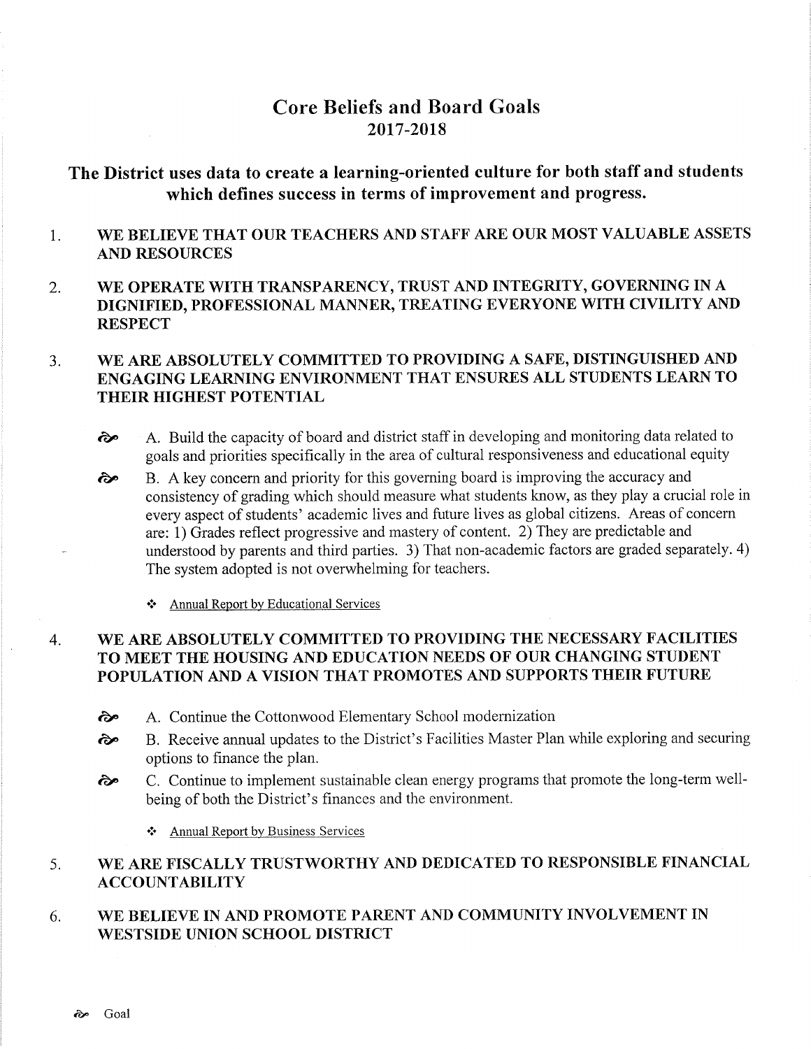# Core Beliefs and Board Goals
# 2017-2018

## The District uses data to create a learning-oriented culture for both staff and students which defines success in terms of improvement and progress.

1. **WE BELIEVE THAT OUR TEACHERS AND STAFF ARE OUR MOST VALUABLE ASSETS AND RESOURCES**

2. **WE OPERATE WITH TRANSPARENCY, TRUST AND INTEGRITY, GOVERNING IN A DIGNIFIED, PROFESSIONAL MANNER, TREATING EVERYONE WITH CIVILITY AND RESPECT**

3. **WE ARE ABSOLUTELY COMMITTED TO PROVIDING A SAFE, DISTINGUISHED AND ENGAGING LEARNING ENVIRONMENT THAT ENSURES ALL STUDENTS LEARN TO THEIR HIGHEST POTENTIAL**

   - A. Build the capacity of board and district staff in developing and monitoring data related to goals and priorities specifically in the area of cultural responsiveness and educational equity
   - B. A key concern and priority for this governing board is improving the accuracy and consistency of grading which should measure what students know, as they play a crucial role in every aspect of students' academic lives and future lives as global citizens. Areas of concern are: 1) Grades reflect progressive and mastery of content. 2) They are predictable and understood by parents and third parties. 3) That non-academic factors are graded separately. 4) The system adopted is not overwhelming for teachers.

     - Annual Report by Educational Services

4. **WE ARE ABSOLUTELY COMMITTED TO PROVIDING THE NECESSARY FACILITIES TO MEET THE HOUSING AND EDUCATION NEEDS OF OUR CHANGING STUDENT POPULATION AND A VISION THAT PROMOTES AND SUPPORTS THEIR FUTURE**

   - A. Continue the Cottonwood Elementary School modernization
   - B. Receive annual updates to the District's Facilities Master Plan while exploring and securing options to finance the plan.
   - C. Continue to implement sustainable clean energy programs that promote the long-term well-being of both the District's finances and the environment.

     - Annual Report by Business Services

5. **WE ARE FISCALLY TRUSTWORTHY AND DEDICATED TO RESPONSIBLE FINANCIAL ACCOUNTABILITY**

6. **WE BELIEVE IN AND PROMOTE PARENT AND COMMUNITY INVOLVEMENT IN WESTSIDE UNION SCHOOL DISTRICT**

Goal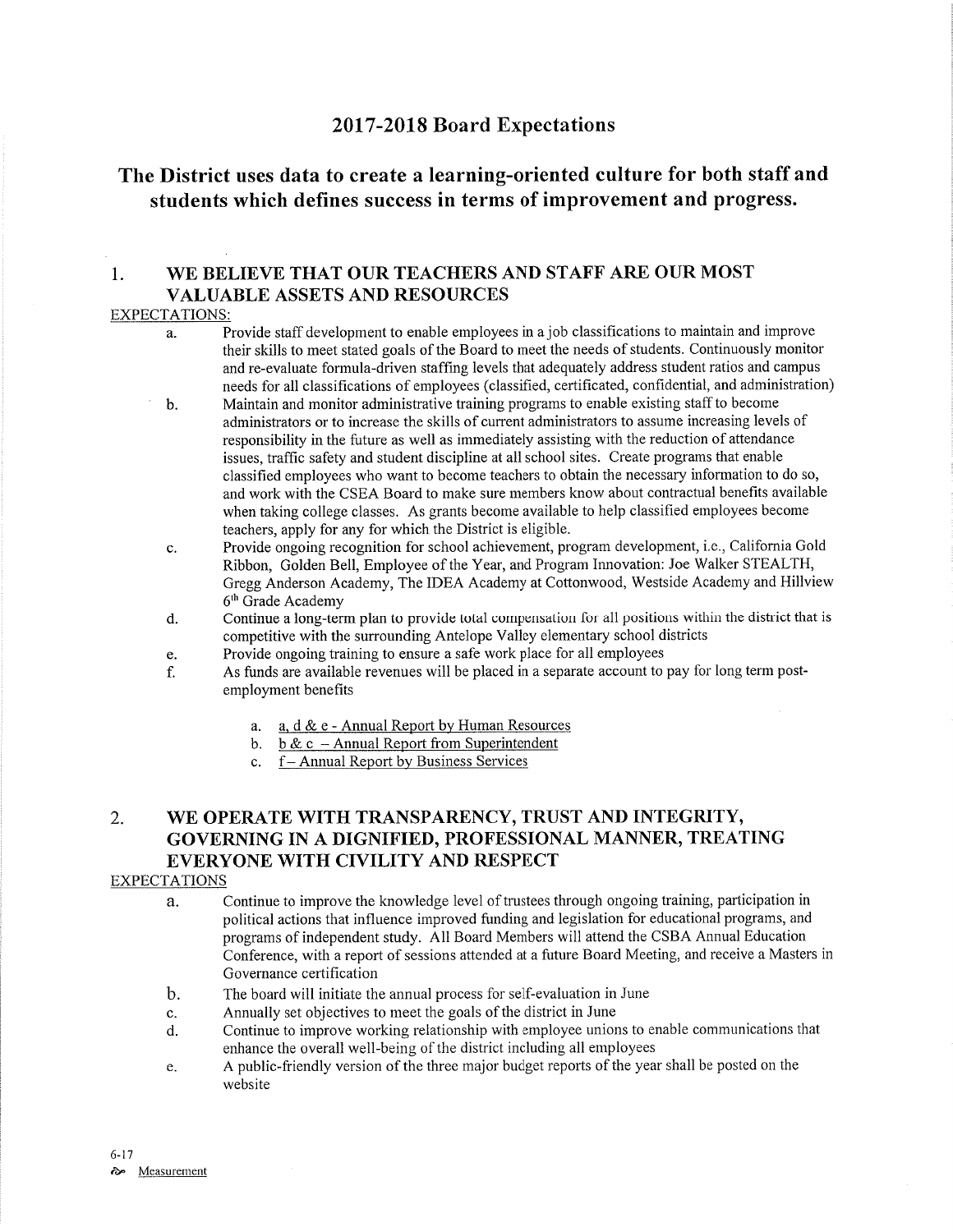## 2017-2018 Board Expectations

## The District uses data to create a learning-oriented culture for both staff and students which defines success in terms of improvement and progress.

### 1. WE BELIEVE THAT OUR TEACHERS AND STAFF ARE OUR MOST VALUABLE ASSETS AND RESOURCES

EXPECTATIONS:

a. Provide staff development to enable employees in a job classifications to maintain and improve their skills to meet stated goals of the Board to meet the needs of students. Continuously monitor and re-evaluate formula-driven staffing levels that adequately address student ratios and campus needs for all classifications of employees (classified, certificated, confidential, and administration)

b. Maintain and monitor administrative training programs to enable existing staff to become administrators or to increase the skills of current administrators to assume increasing levels of responsibility in the future as well as immediately assisting with the reduction of attendance issues, traffic safety and student discipline at all school sites. Create programs that enable classified employees who want to become teachers to obtain the necessary information to do so, and work with the CSEA Board to make sure members know about contractual benefits available when taking college classes. As grants become available to help classified employees become teachers, apply for any for which the District is eligible.

c. Provide ongoing recognition for school achievement, program development, i.e., California Gold Ribbon, Golden Bell, Employee of the Year, and Program Innovation: Joe Walker STEALTH, Gregg Anderson Academy, The IDEA Academy at Cottonwood, Westside Academy and Hillview 6th Grade Academy

d. Continue a long-term plan to provide total compensation for all positions within the district that is competitive with the surrounding Antelope Valley elementary school districts

e. Provide ongoing training to ensure a safe work place for all employees

f. As funds are available revenues will be placed in a separate account to pay for long term post-employment benefits

   a. a, d & e - Annual Report by Human Resources
   b. b & c – Annual Report from Superintendent
   c. f – Annual Report by Business Services

### 2. WE OPERATE WITH TRANSPARENCY, TRUST AND INTEGRITY, GOVERNING IN A DIGNIFIED, PROFESSIONAL MANNER, TREATING EVERYONE WITH CIVILITY AND RESPECT

EXPECTATIONS

a. Continue to improve the knowledge level of trustees through ongoing training, participation in political actions that influence improved funding and legislation for educational programs, and programs of independent study. All Board Members will attend the CSBA Annual Education Conference, with a report of sessions attended at a future Board Meeting, and receive a Masters in Governance certification

b. The board will initiate the annual process for self-evaluation in June

c. Annually set objectives to meet the goals of the district in June

d. Continue to improve working relationship with employee unions to enable communications that enhance the overall well-being of the district including all employees

e. A public-friendly version of the three major budget reports of the year shall be posted on the website

6-17

Measurement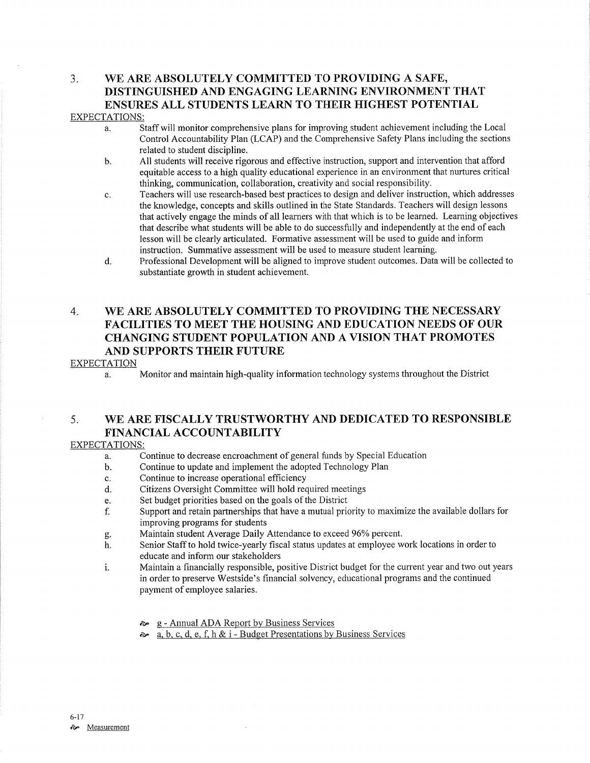## 3. WE ARE ABSOLUTELY COMMITTED TO PROVIDING A SAFE, DISTINGUISHED AND ENGAGING LEARNING ENVIRONMENT THAT ENSURES ALL STUDENTS LEARN TO THEIR HIGHEST POTENTIAL

EXPECTATIONS:

a. Staff will monitor comprehensive plans for improving student achievement including the Local Control Accountability Plan (LCAP) and the Comprehensive Safety Plans including the sections related to student discipline.

b. All students will receive rigorous and effective instruction, support and intervention that afford equitable access to a high quality educational experience in an environment that nurtures critical thinking, communication, collaboration, creativity and social responsibility.

c. Teachers will use research-based best practices to design and deliver instruction, which addresses the knowledge, concepts and skills outlined in the State Standards. Teachers will design lessons that actively engage the minds of all learners with that which is to be learned. Learning objectives that describe what students will be able to do successfully and independently at the end of each lesson will be clearly articulated. Formative assessment will be used to guide and inform instruction. Summative assessment will be used to measure student learning.

d. Professional Development will be aligned to improve student outcomes. Data will be collected to substantiate growth in student achievement.

## 4. WE ARE ABSOLUTELY COMMITTED TO PROVIDING THE NECESSARY FACILITIES TO MEET THE HOUSING AND EDUCATION NEEDS OF OUR CHANGING STUDENT POPULATION AND A VISION THAT PROMOTES AND SUPPORTS THEIR FUTURE

EXPECTATION

a. Monitor and maintain high-quality information technology systems throughout the District

## 5. WE ARE FISCALLY TRUSTWORTHY AND DEDICATED TO RESPONSIBLE FINANCIAL ACCOUNTABILITY

EXPECTATIONS:

a. Continue to decrease encroachment of general funds by Special Education

b. Continue to update and implement the adopted Technology Plan

c. Continue to increase operational efficiency

d. Citizens Oversight Committee will hold required meetings

e. Set budget priorities based on the goals of the District

f. Support and retain partnerships that have a mutual priority to maximize the available dollars for improving programs for students

g. Maintain student Average Daily Attendance to exceed 96% percent.

h. Senior Staff to hold twice-yearly fiscal status updates at employee work locations in order to educate and inform our stakeholders

i. Maintain a financially responsible, positive District budget for the current year and two out years in order to preserve Westside's financial solvency, educational programs and the continued payment of employee salaries.

- g - Annual ADA Report by Business Services
- a, b, c, d, e, f, h & i - Budget Presentations by Business Services

6-17

Measurement